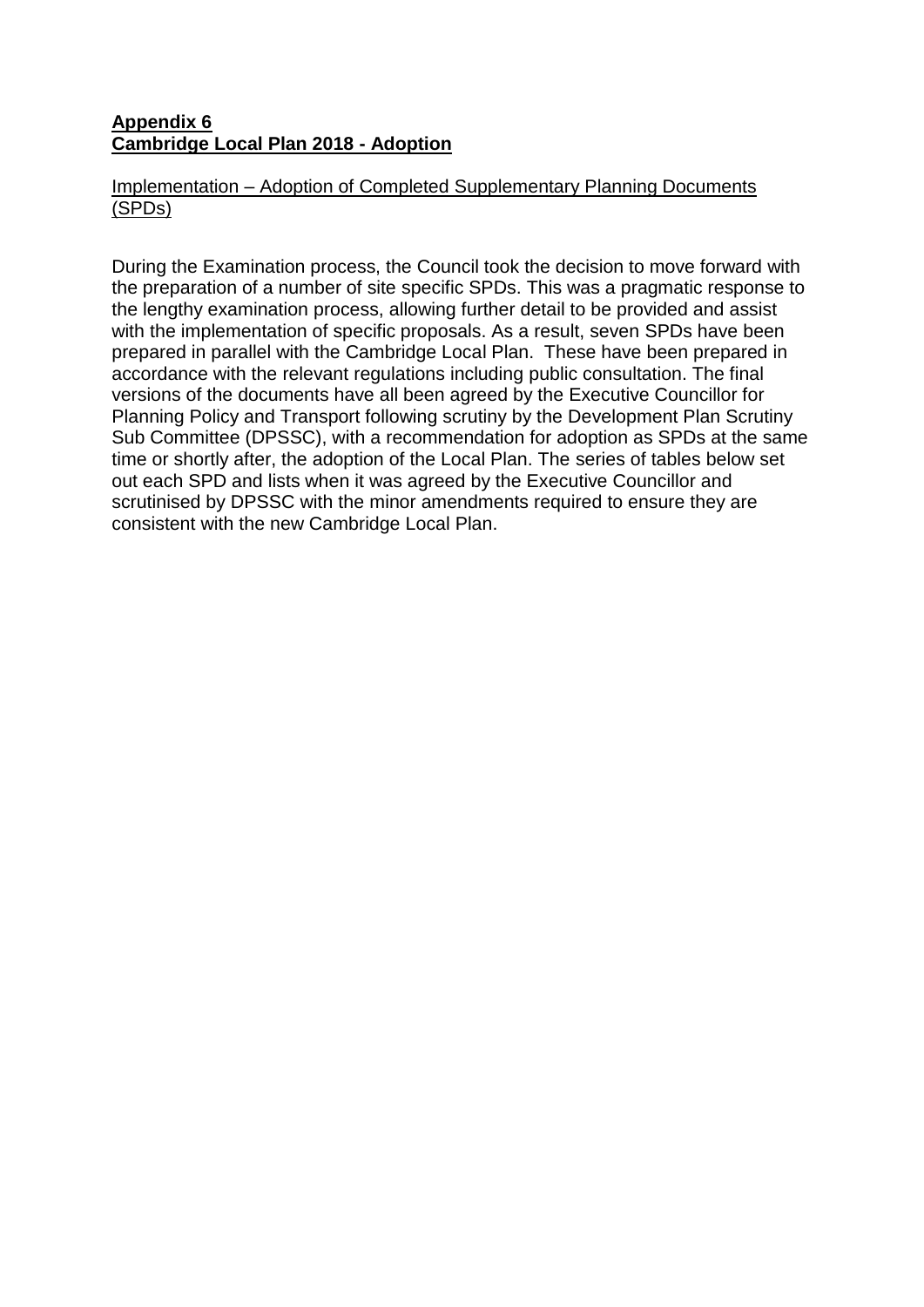**Appendix 6**
**Cambridge Local Plan 2018 - Adoption**

Implementation – Adoption of Completed Supplementary Planning Documents (SPDs)

During the Examination process, the Council took the decision to move forward with the preparation of a number of site specific SPDs. This was a pragmatic response to the lengthy examination process, allowing further detail to be provided and assist with the implementation of specific proposals. As a result, seven SPDs have been prepared in parallel with the Cambridge Local Plan. These have been prepared in accordance with the relevant regulations including public consultation. The final versions of the documents have all been agreed by the Executive Councillor for Planning Policy and Transport following scrutiny by the Development Plan Scrutiny Sub Committee (DPSSC), with a recommendation for adoption as SPDs at the same time or shortly after, the adoption of the Local Plan. The series of tables below set out each SPD and lists when it was agreed by the Executive Councillor and scrutinised by DPSSC with the minor amendments required to ensure they are consistent with the new Cambridge Local Plan.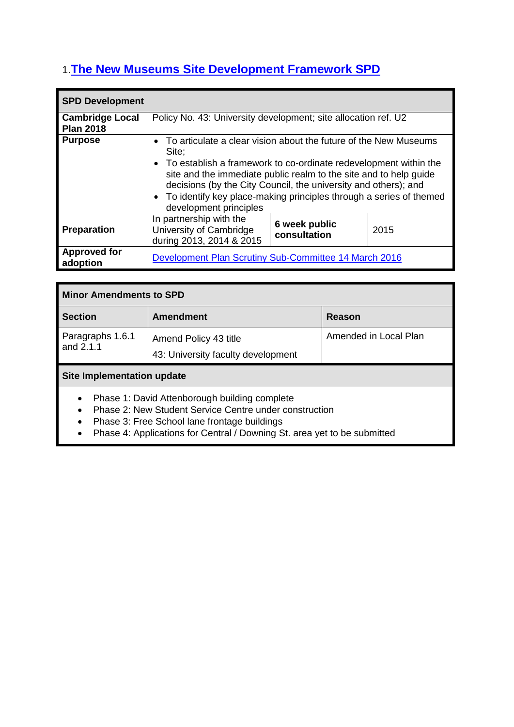## 1. The New Museums Site Development Framework SPD

| SPD Development | | | |
|---|---|---|---|
| **Cambridge Local Plan 2018** | Policy No. 43: University development; site allocation ref. U2 | | |
| **Purpose** | • To articulate a clear vision about the future of the New Museums Site;<br>• To establish a framework to co-ordinate redevelopment within the site and the immediate public realm to the site and to help guide decisions (by the City Council, the university and others); and<br>• To identify key place-making principles through a series of themed development principles | | |
| **Preparation** | In partnership with the University of Cambridge during 2013, 2014 & 2015 | **6 week public consultation** | 2015 |
| **Approved for adoption** | Development Plan Scrutiny Sub-Committee 14 March 2016 | | |

**Minor Amendments to SPD**

| Section | Amendment | Reason |
|---|---|---|
| Paragraphs 1.6.1 and 2.1.1 | Amend Policy 43 title<br>43: University ~~faculty~~ development | Amended in Local Plan |

**Site Implementation update**

- Phase 1: David Attenborough building complete
- Phase 2: New Student Service Centre under construction
- Phase 3: Free School lane frontage buildings
- Phase 4: Applications for Central / Downing St. area yet to be submitted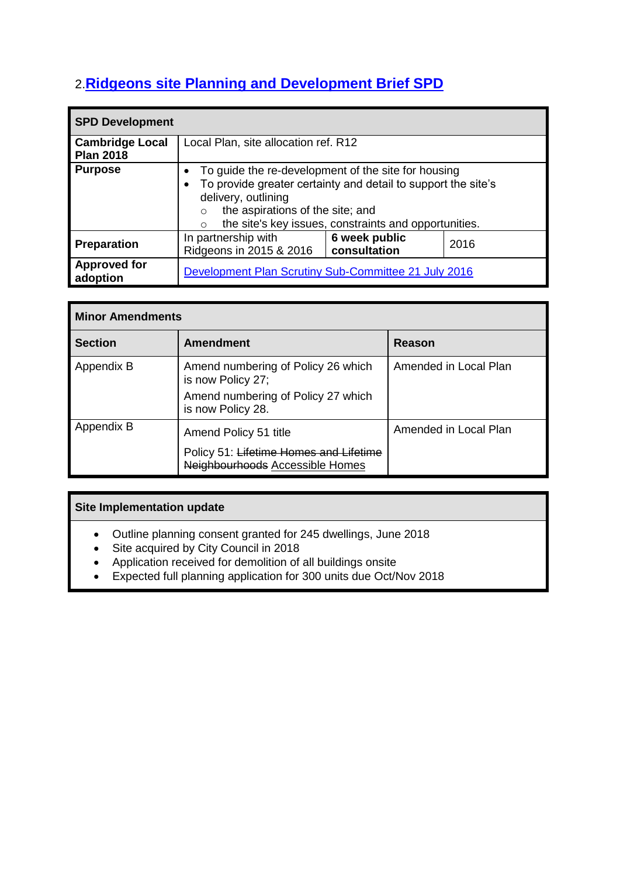## 2. Ridgeons site Planning and Development Brief SPD

| SPD Development | | | |
|---|---|---|---|
| **Cambridge Local Plan 2018** | Local Plan, site allocation ref. R12 | | |
| **Purpose** | • To guide the re-development of the site for housing<br>• To provide greater certainty and detail to support the site's delivery, outlining<br>  ○ the aspirations of the site; and<br>  ○ the site's key issues, constraints and opportunities. | | |
| **Preparation** | In partnership with Ridgeons in 2015 & 2016 | **6 week public consultation** | 2016 |
| **Approved for adoption** | Development Plan Scrutiny Sub-Committee 21 July 2016 | | |

| Minor Amendments | | |
|---|---|---|
| **Section** | **Amendment** | **Reason** |
| Appendix B | Amend numbering of Policy 26 which is now Policy 27;<br>Amend numbering of Policy 27 which is now Policy 28. | Amended in Local Plan |
| Appendix B | Amend Policy 51 title<br>Policy 51: ~~Lifetime Homes and Lifetime Neighbourhoods~~ Accessible Homes | Amended in Local Plan |

**Site Implementation update**

- Outline planning consent granted for 245 dwellings, June 2018
- Site acquired by City Council in 2018
- Application received for demolition of all buildings onsite
- Expected full planning application for 300 units due Oct/Nov 2018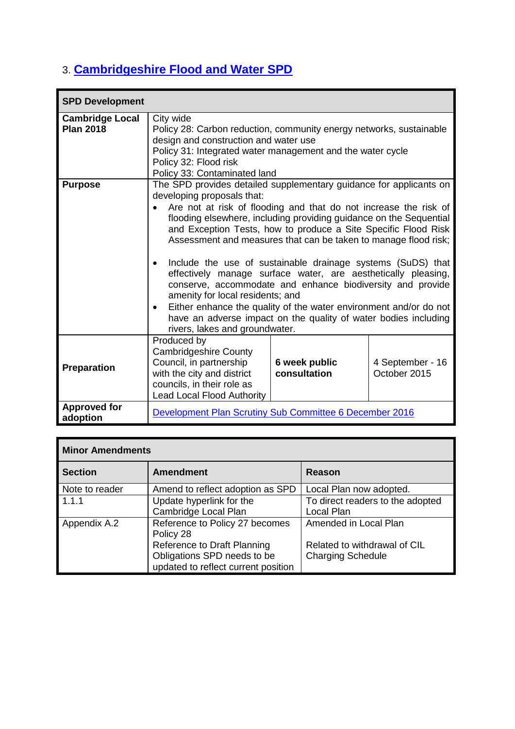## 3. Cambridgeshire Flood and Water SPD

| SPD Development | | | |
|---|---|---|---|
| **Cambridge Local Plan 2018** | City wide<br>Policy 28: Carbon reduction, community energy networks, sustainable design and construction and water use<br>Policy 31: Integrated water management and the water cycle<br>Policy 32: Flood risk<br>Policy 33: Contaminated land | | |
| **Purpose** | The SPD provides detailed supplementary guidance for applicants on developing proposals that:<br>• Are not at risk of flooding and that do not increase the risk of flooding elsewhere, including providing guidance on the Sequential and Exception Tests, how to produce a Site Specific Flood Risk Assessment and measures that can be taken to manage flood risk;<br>• Include the use of sustainable drainage systems (SuDS) that effectively manage surface water, are aesthetically pleasing, conserve, accommodate and enhance biodiversity and provide amenity for local residents; and<br>• Either enhance the quality of the water environment and/or do not have an adverse impact on the quality of water bodies including rivers, lakes and groundwater. | | |
| **Preparation** | Produced by Cambridgeshire County Council, in partnership with the city and district councils, in their role as Lead Local Flood Authority | **6 week public consultation** | 4 September - 16 October 2015 |
| **Approved for adoption** | Development Plan Scrutiny Sub Committee 6 December 2016 | | |

| Minor Amendments | | |
|---|---|---|
| **Section** | **Amendment** | **Reason** |
| Note to reader | Amend to reflect adoption as SPD | Local Plan now adopted. |
| 1.1.1 | Update hyperlink for the Cambridge Local Plan | To direct readers to the adopted Local Plan |
| Appendix A.2 | Reference to Policy 27 becomes Policy 28<br>Reference to Draft Planning Obligations SPD needs to be updated to reflect current position | Amended in Local Plan<br><br>Related to withdrawal of CIL Charging Schedule |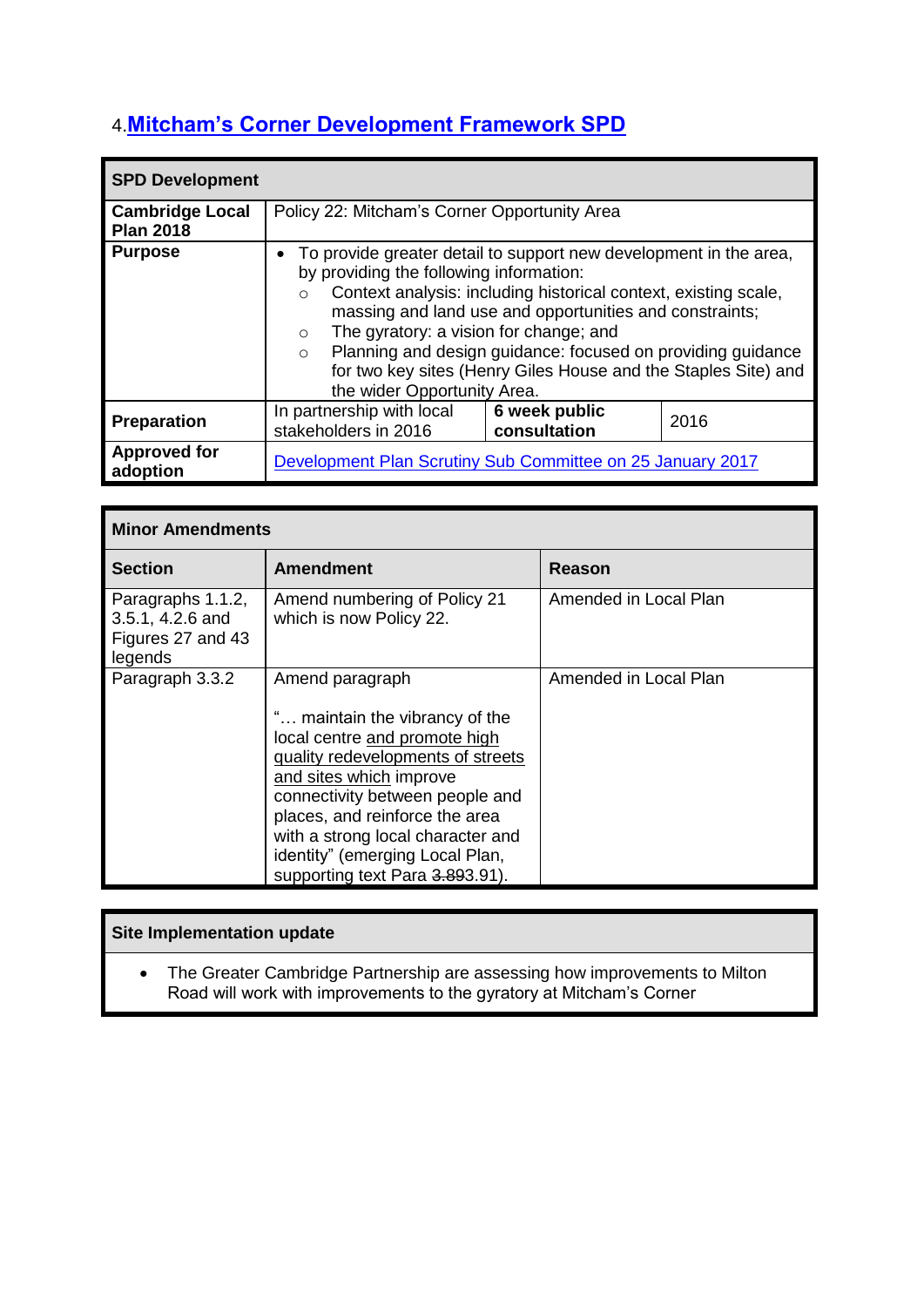## 4. Mitcham's Corner Development Framework SPD

| SPD Development | | | |
|---|---|---|---|
| **Cambridge Local Plan 2018** | Policy 22: Mitcham's Corner Opportunity Area | | |
| **Purpose** | • To provide greater detail to support new development in the area, by providing the following information:<br>○ Context analysis: including historical context, existing scale, massing and land use and opportunities and constraints;<br>○ The gyratory: a vision for change; and<br>○ Planning and design guidance: focused on providing guidance for two key sites (Henry Giles House and the Staples Site) and the wider Opportunity Area. | | |
| **Preparation** | In partnership with local stakeholders in 2016 | **6 week public consultation** | 2016 |
| **Approved for adoption** | Development Plan Scrutiny Sub Committee on 25 January 2017 | | |

| Minor Amendments | | |
|---|---|---|
| **Section** | **Amendment** | **Reason** |
| Paragraphs 1.1.2, 3.5.1, 4.2.6 and Figures 27 and 43 legends | Amend numbering of Policy 21 which is now Policy 22. | Amended in Local Plan |
| Paragraph 3.3.2 | Amend paragraph<br><br>"… maintain the vibrancy of the local centre <u>and promote high quality redevelopments of streets and sites which</u> improve connectivity between people and places, and reinforce the area with a strong local character and identity" (emerging Local Plan, supporting text Para ~~3.89~~3.91). | Amended in Local Plan |

| Site Implementation update |
|---|
| • The Greater Cambridge Partnership are assessing how improvements to Milton Road will work with improvements to the gyratory at Mitcham's Corner |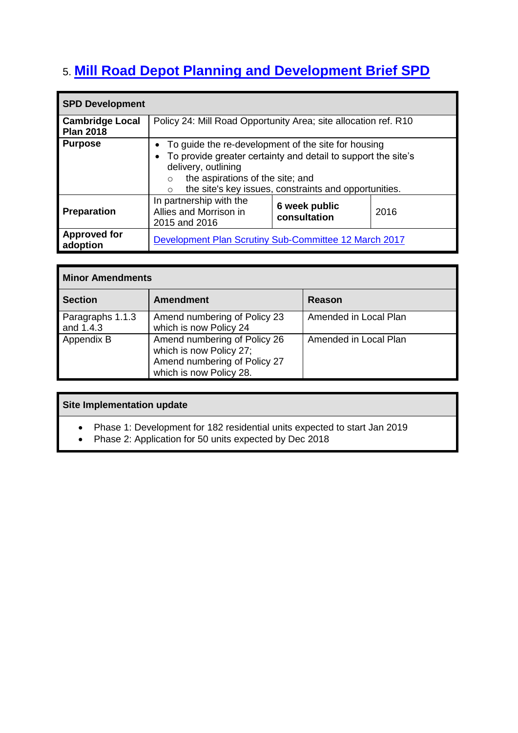## 5. Mill Road Depot Planning and Development Brief SPD

| SPD Development | | | |
|---|---|---|---|
| **Cambridge Local Plan 2018** | Policy 24: Mill Road Opportunity Area; site allocation ref. R10 | | |
| **Purpose** | • To guide the re-development of the site for housing<br>• To provide greater certainty and detail to support the site's delivery, outlining<br>  ○ the aspirations of the site; and<br>  ○ the site's key issues, constraints and opportunities. | | |
| **Preparation** | In partnership with the Allies and Morrison in 2015 and 2016 | **6 week public consultation** | 2016 |
| **Approved for adoption** | Development Plan Scrutiny Sub-Committee 12 March 2017 | | |

| Minor Amendments | | |
|---|---|---|
| **Section** | **Amendment** | **Reason** |
| Paragraphs 1.1.3 and 1.4.3 | Amend numbering of Policy 23 which is now Policy 24 | Amended in Local Plan |
| Appendix B | Amend numbering of Policy 26 which is now Policy 27; Amend numbering of Policy 27 which is now Policy 28. | Amended in Local Plan |

| Site Implementation update |
|---|
| • Phase 1: Development for 182 residential units expected to start Jan 2019<br>• Phase 2: Application for 50 units expected by Dec 2018 |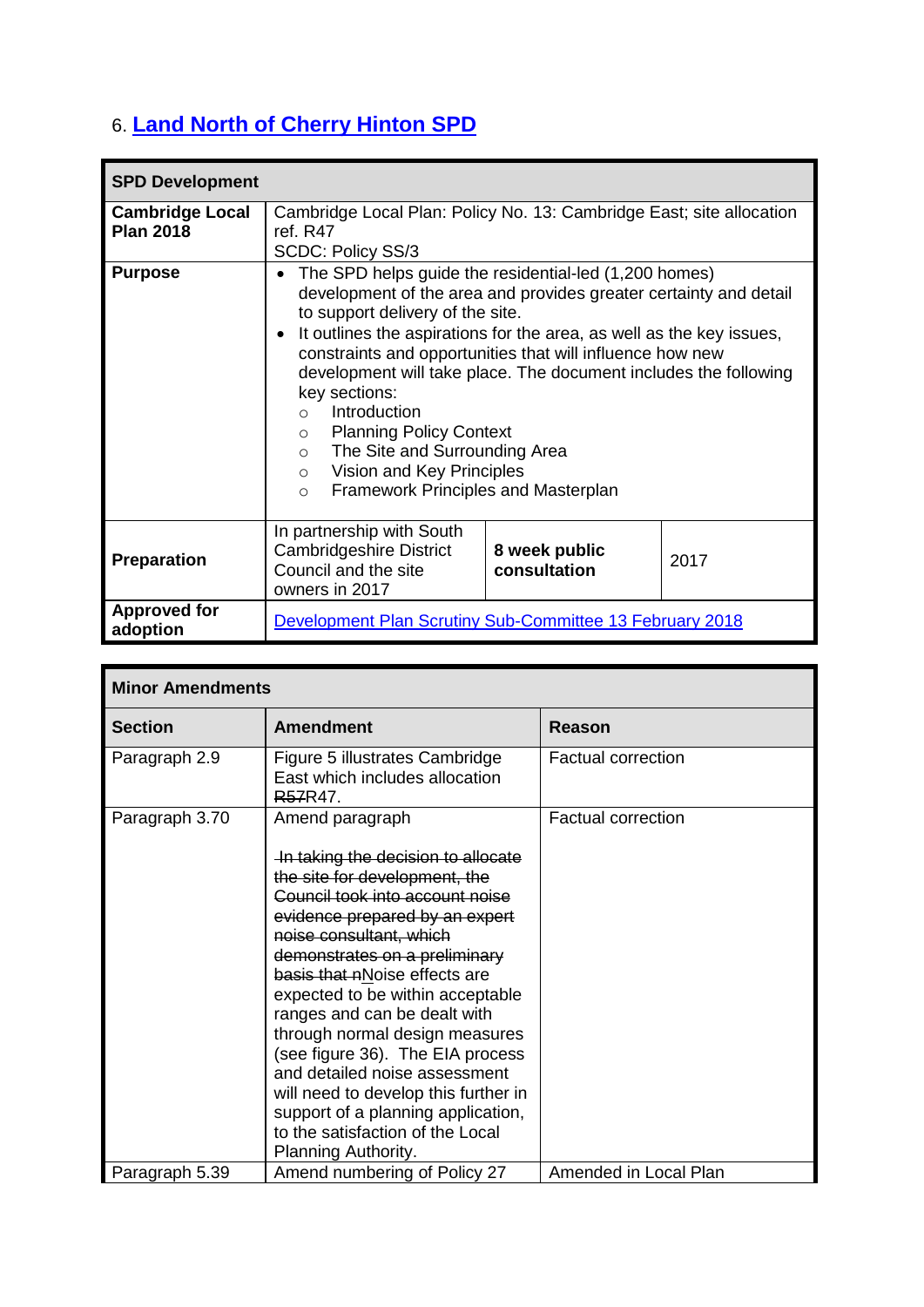## 6. Land North of Cherry Hinton SPD

| SPD Development | | | |
|---|---|---|---|
| **Cambridge Local Plan 2018** | Cambridge Local Plan: Policy No. 13: Cambridge East; site allocation ref. R47<br>SCDC: Policy SS/3 | | |
| **Purpose** | • The SPD helps guide the residential-led (1,200 homes) development of the area and provides greater certainty and detail to support delivery of the site.<br>• It outlines the aspirations for the area, as well as the key issues, constraints and opportunities that will influence how new development will take place. The document includes the following key sections:<br>  ○ Introduction<br>  ○ Planning Policy Context<br>  ○ The Site and Surrounding Area<br>  ○ Vision and Key Principles<br>  ○ Framework Principles and Masterplan | | |
| **Preparation** | In partnership with South Cambridgeshire District Council and the site owners in 2017 | **8 week public consultation** | 2017 |
| **Approved for adoption** | Development Plan Scrutiny Sub-Committee 13 February 2018 | | |

| Minor Amendments | | |
|---|---|---|
| **Section** | **Amendment** | **Reason** |
| Paragraph 2.9 | Figure 5 illustrates Cambridge East which includes allocation ~~R57~~R47. | Factual correction |
| Paragraph 3.70 | Amend paragraph<br><br>~~In taking the decision to allocate the site for development, the Council took into account noise evidence prepared by an expert noise consultant, which demonstrates on a preliminary basis that n~~Noise effects are expected to be within acceptable ranges and can be dealt with through normal design measures (see figure 36). The EIA process and detailed noise assessment will need to develop this further in support of a planning application, to the satisfaction of the Local Planning Authority. | Factual correction |
| Paragraph 5.39 | Amend numbering of Policy 27 | Amended in Local Plan |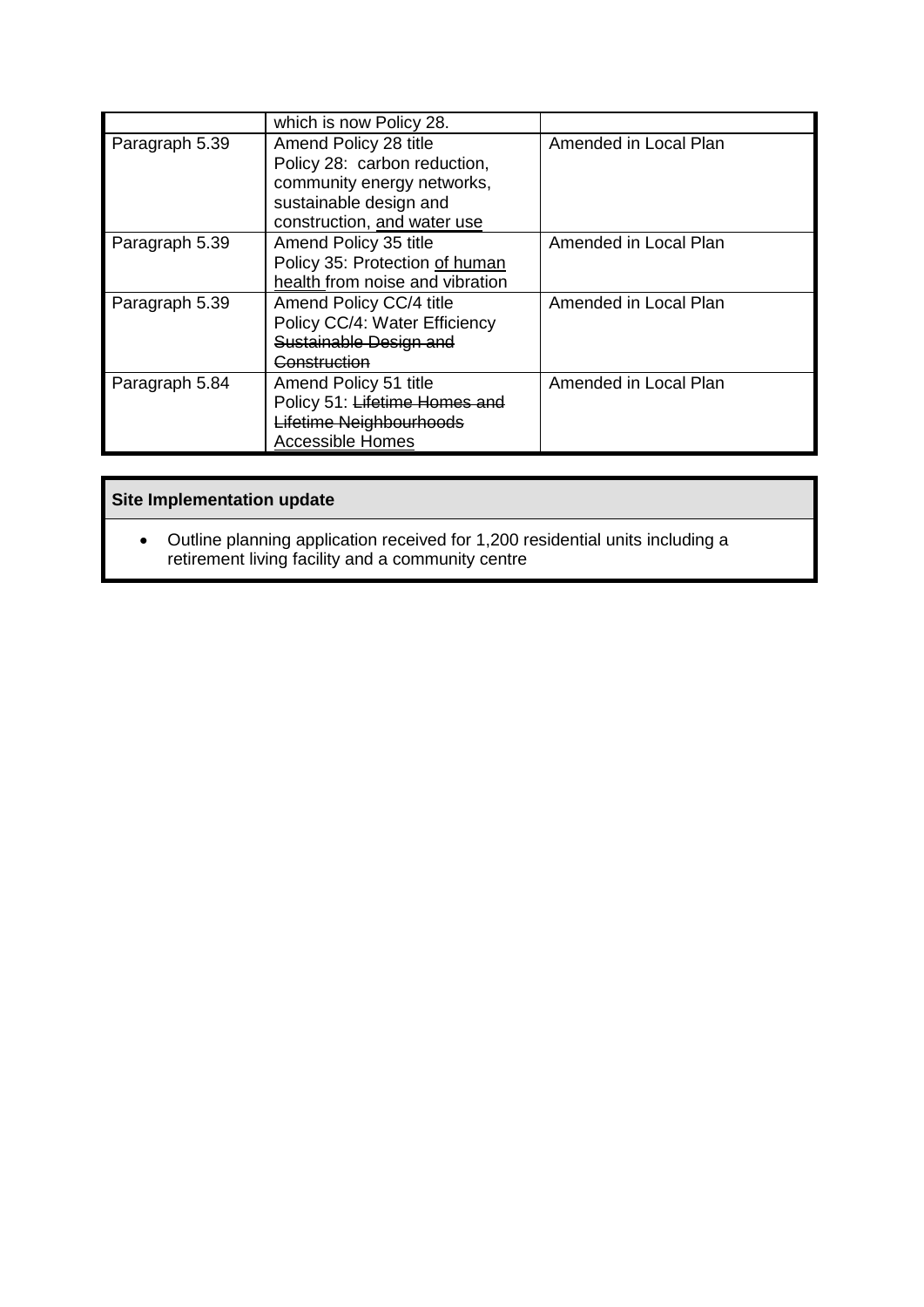| | which is now Policy 28. | |
|---|---|---|
| Paragraph 5.39 | Amend Policy 28 title<br>Policy 28: carbon reduction, community energy networks, sustainable design and construction, <u>and water use</u> | Amended in Local Plan |
| Paragraph 5.39 | Amend Policy 35 title<br>Policy 35: Protection <u>of human health</u> from noise and vibration | Amended in Local Plan |
| Paragraph 5.39 | Amend Policy CC/4 title<br>Policy CC/4: Water Efficiency ~~Sustainable Design and Construction~~ | Amended in Local Plan |
| Paragraph 5.84 | Amend Policy 51 title<br>Policy 51: ~~Lifetime Homes and Lifetime Neighbourhoods~~ <u>Accessible Homes</u> | Amended in Local Plan |

**Site Implementation update**

- Outline planning application received for 1,200 residential units including a retirement living facility and a community centre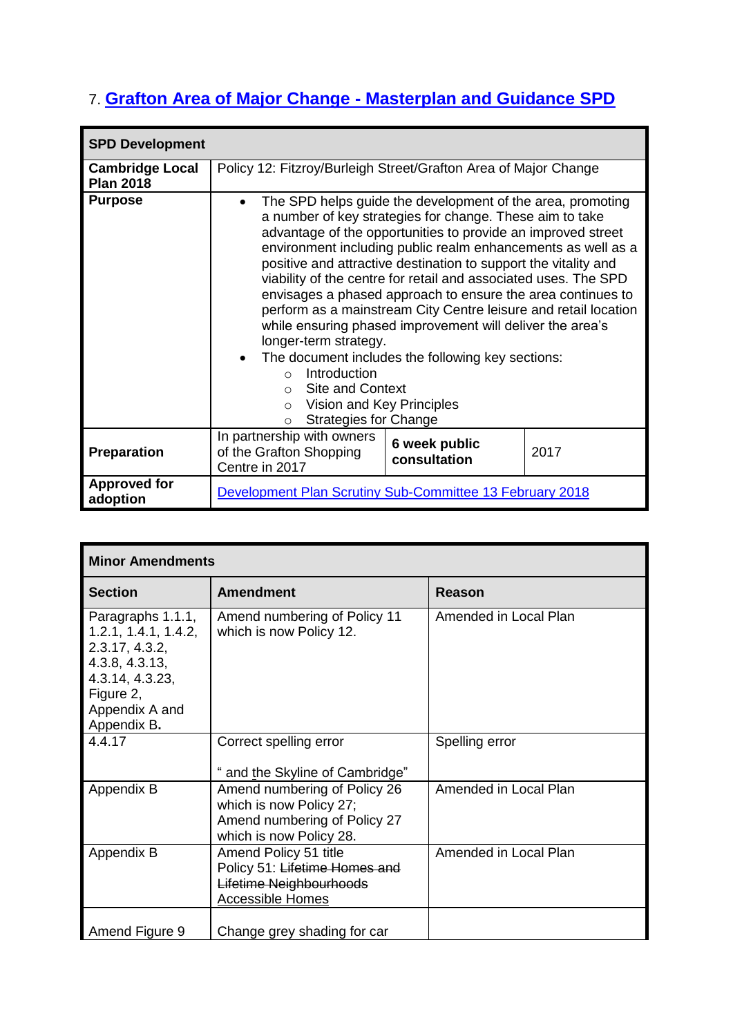## 7. [Grafton Area of Major Change - Masterplan and Guidance SPD]()

| **SPD Development** | | | |
|---|---|---|---|
| **Cambridge Local Plan 2018** | Policy 12: Fitzroy/Burleigh Street/Grafton Area of Major Change | | |
| **Purpose** | • The SPD helps guide the development of the area, promoting a number of key strategies for change. These aim to take advantage of the opportunities to provide an improved street environment including public realm enhancements as well as a positive and attractive destination to support the vitality and viability of the centre for retail and associated uses. The SPD envisages a phased approach to ensure the area continues to perform as a mainstream City Centre leisure and retail location while ensuring phased improvement will deliver the area's longer-term strategy.<br>• The document includes the following key sections:<br>&nbsp;&nbsp;○ Introduction<br>&nbsp;&nbsp;○ Site and Context<br>&nbsp;&nbsp;○ Vision and Key Principles<br>&nbsp;&nbsp;○ Strategies for Change | | |
| **Preparation** | In partnership with owners of the Grafton Shopping Centre in 2017 | **6 week public consultation** | 2017 |
| **Approved for adoption** | [Development Plan Scrutiny Sub-Committee 13 February 2018]() | | |

| **Minor Amendments** | | |
|---|---|---|
| **Section** | **Amendment** | **Reason** |
| Paragraphs 1.1.1, 1.2.1, 1.4.1, 1.4.2, 2.3.17, 4.3.2, 4.3.8, 4.3.13, 4.3.14, 4.3.23, Figure 2, Appendix A and Appendix **B.** | Amend numbering of Policy 11 which is now Policy 12. | Amended in Local Plan |
| 4.4.17 | Correct spelling error<br><br>" and <u>t</u>he Skyline of Cambridge" | Spelling error |
| Appendix B | Amend numbering of Policy 26 which is now Policy 27;<br>Amend numbering of Policy 27 which is now Policy 28. | Amended in Local Plan |
| Appendix B | Amend Policy 51 title<br>Policy 51: ~~Lifetime Homes and Lifetime Neighbourhoods~~ <u>Accessible Homes</u> | Amended in Local Plan |
| Amend Figure 9 | Change grey shading for car | |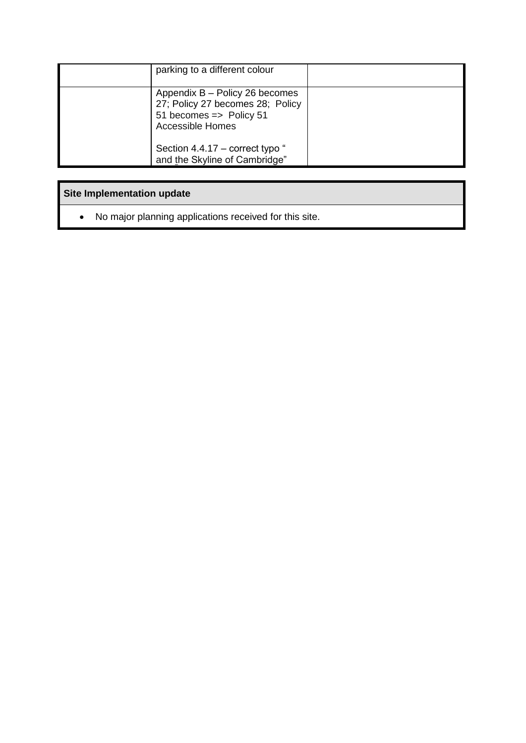| | | |
|---|---|---|
| | parking to a different colour | |
| | Appendix B – Policy 26 becomes 27; Policy 27 becomes 28; Policy 51 becomes => Policy 51 Accessible Homes<br><br>Section 4.4.17 – correct typo " and the Skyline of Cambridge" | |

| **Site Implementation update** |
|---|
| • No major planning applications received for this site. |